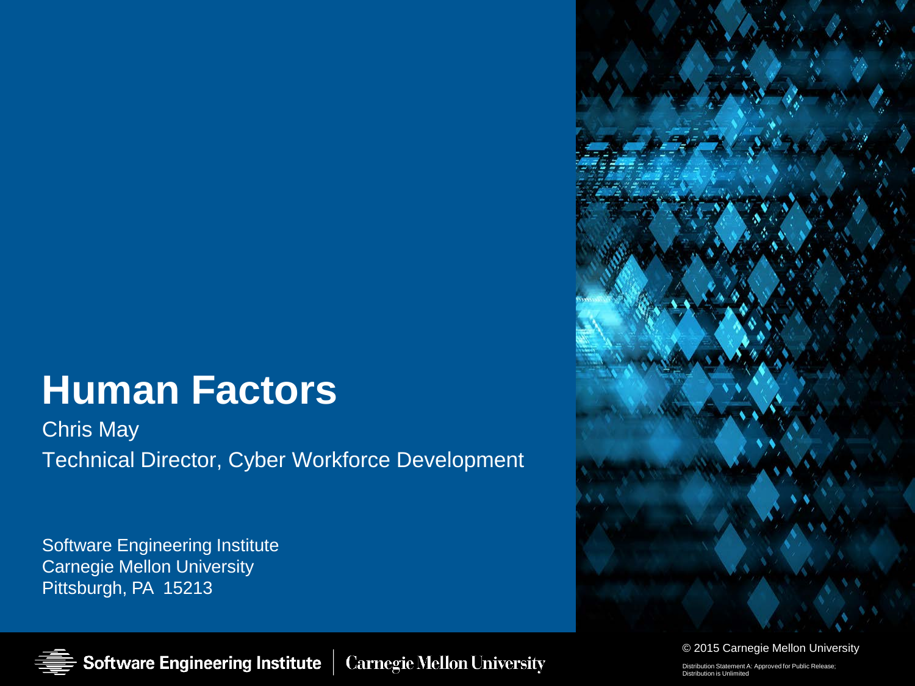# Human Factors

Chris May

Technical Director, Cyber Workforce Development

Software Engineering Institute
Carnegie Mellon University
Pittsburgh, PA 15213

© 2015 Carnegie Mellon University

Distribution Statement A: Approved for Public Release; Distribution is Unlimited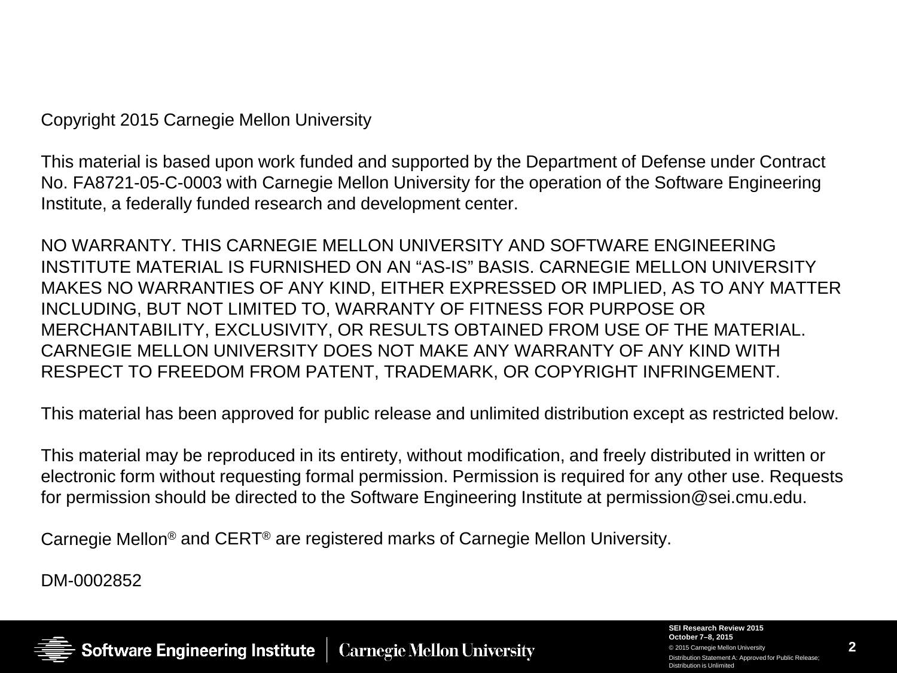Copyright 2015 Carnegie Mellon University

This material is based upon work funded and supported by the Department of Defense under Contract No. FA8721-05-C-0003 with Carnegie Mellon University for the operation of the Software Engineering Institute, a federally funded research and development center.

NO WARRANTY. THIS CARNEGIE MELLON UNIVERSITY AND SOFTWARE ENGINEERING INSTITUTE MATERIAL IS FURNISHED ON AN “AS-IS” BASIS. CARNEGIE MELLON UNIVERSITY MAKES NO WARRANTIES OF ANY KIND, EITHER EXPRESSED OR IMPLIED, AS TO ANY MATTER INCLUDING, BUT NOT LIMITED TO, WARRANTY OF FITNESS FOR PURPOSE OR MERCHANTABILITY, EXCLUSIVITY, OR RESULTS OBTAINED FROM USE OF THE MATERIAL. CARNEGIE MELLON UNIVERSITY DOES NOT MAKE ANY WARRANTY OF ANY KIND WITH RESPECT TO FREEDOM FROM PATENT, TRADEMARK, OR COPYRIGHT INFRINGEMENT.

This material has been approved for public release and unlimited distribution except as restricted below.

This material may be reproduced in its entirety, without modification, and freely distributed in written or electronic form without requesting formal permission. Permission is required for any other use. Requests for permission should be directed to the Software Engineering Institute at permission@sei.cmu.edu.

Carnegie Mellon® and CERT® are registered marks of Carnegie Mellon University.

DM-0002852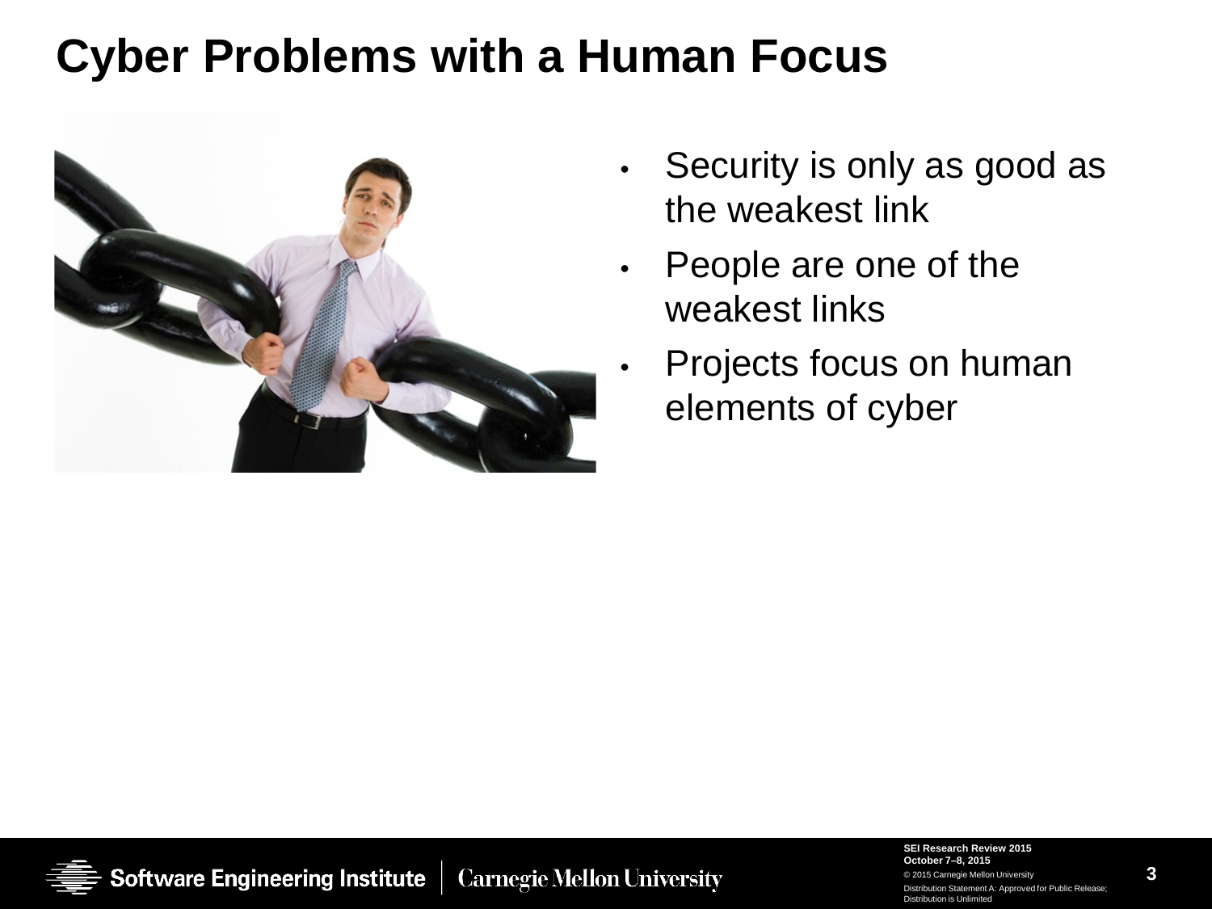# Cyber Problems with a Human Focus

- Security is only as good as the weakest link
- People are one of the weakest links
- Projects focus on human elements of cyber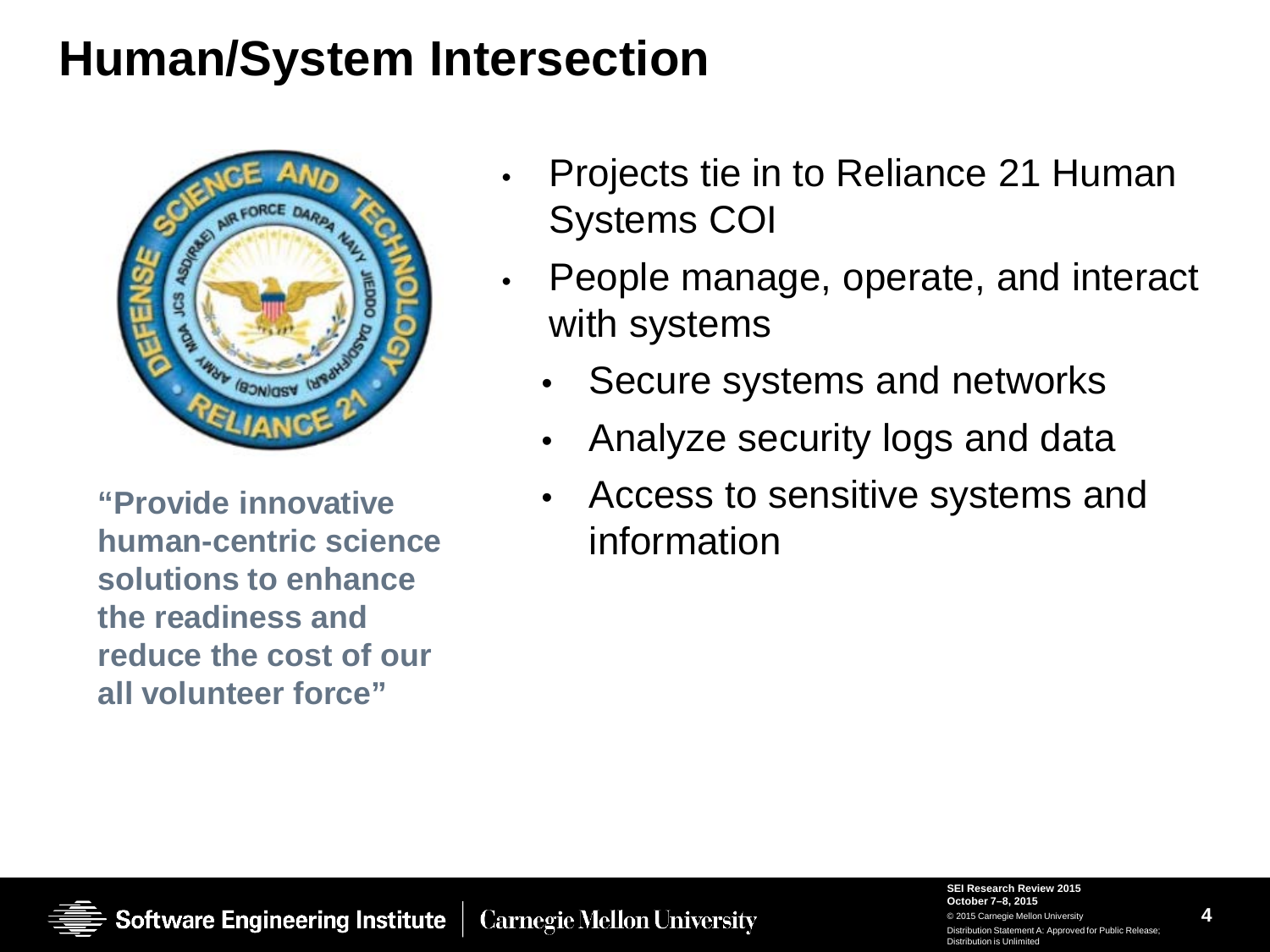# Human/System Intersection

**"Provide innovative human-centric science solutions to enhance the readiness and reduce the cost of our all volunteer force"**

- Projects tie in to Reliance 21 Human Systems COI
- People manage, operate, and interact with systems
  - Secure systems and networks
  - Analyze security logs and data
  - Access to sensitive systems and information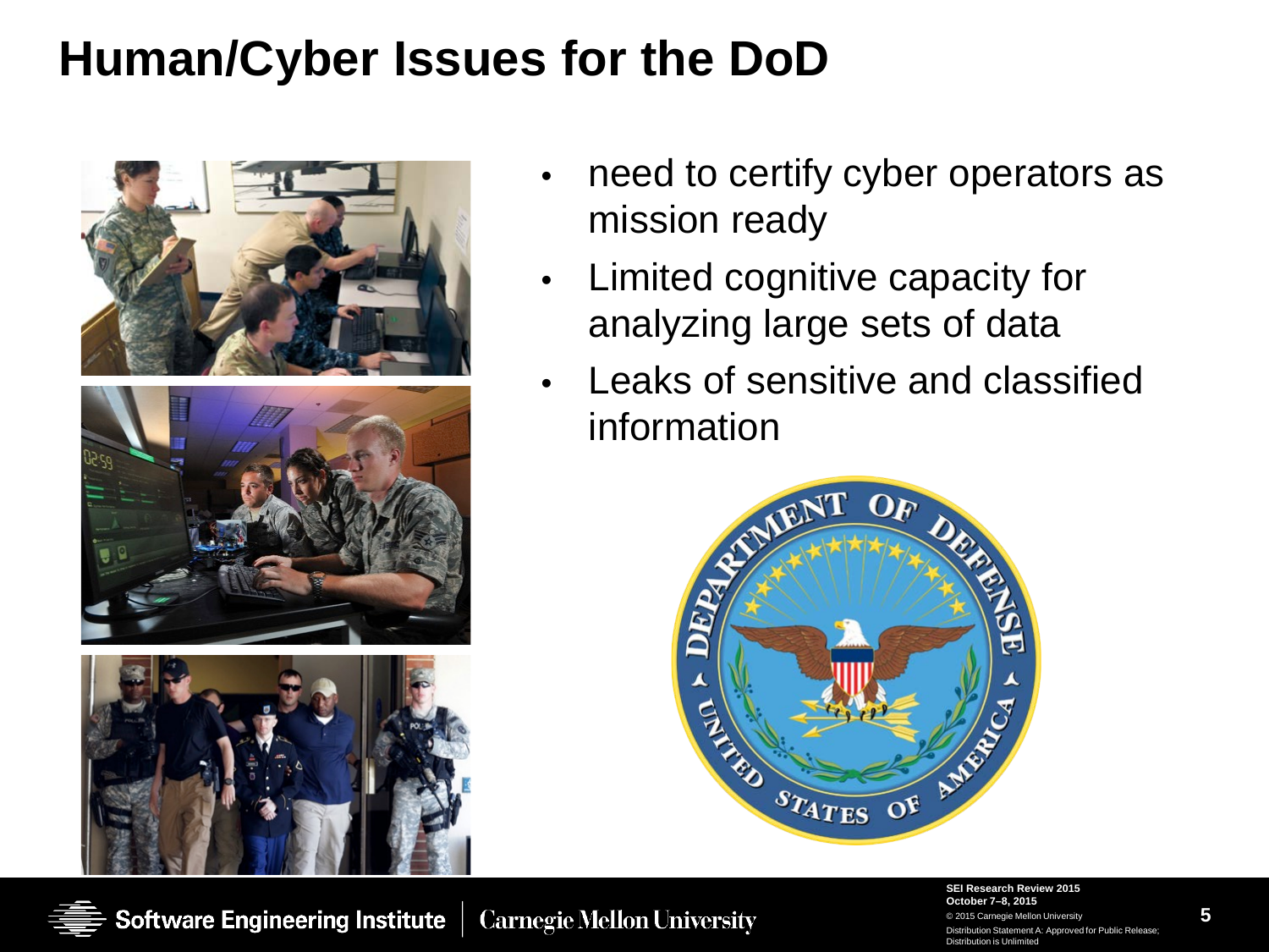# Human/Cyber Issues for the DoD

- need to certify cyber operators as mission ready
- Limited cognitive capacity for analyzing large sets of data
- Leaks of sensitive and classified information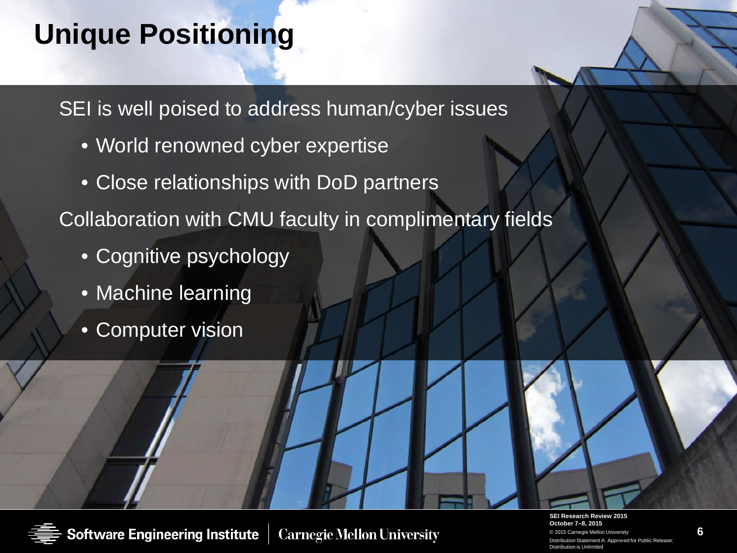# Unique Positioning

SEI is well poised to address human/cyber issues

- World renowned cyber expertise
- Close relationships with DoD partners

Collaboration with CMU faculty in complimentary fields

- Cognitive psychology
- Machine learning
- Computer vision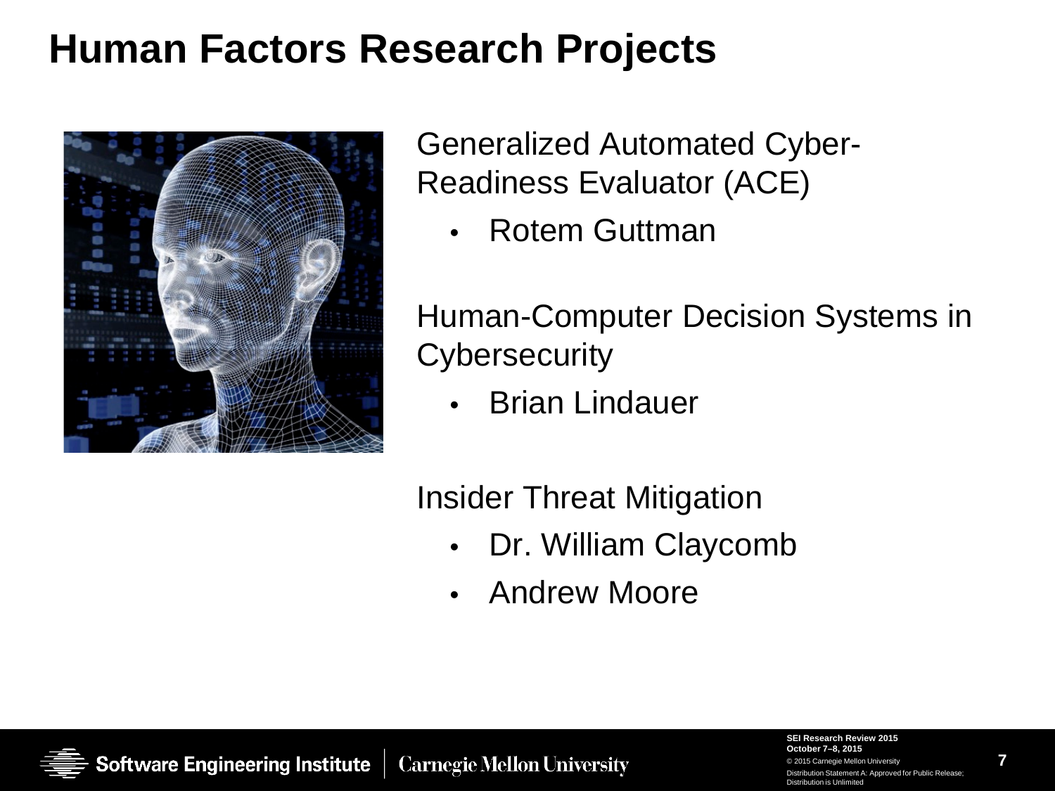# Human Factors Research Projects

Generalized Automated Cyber-Readiness Evaluator (ACE)

- Rotem Guttman

Human-Computer Decision Systems in Cybersecurity

- Brian Lindauer

Insider Threat Mitigation

- Dr. William Claycomb
- Andrew Moore